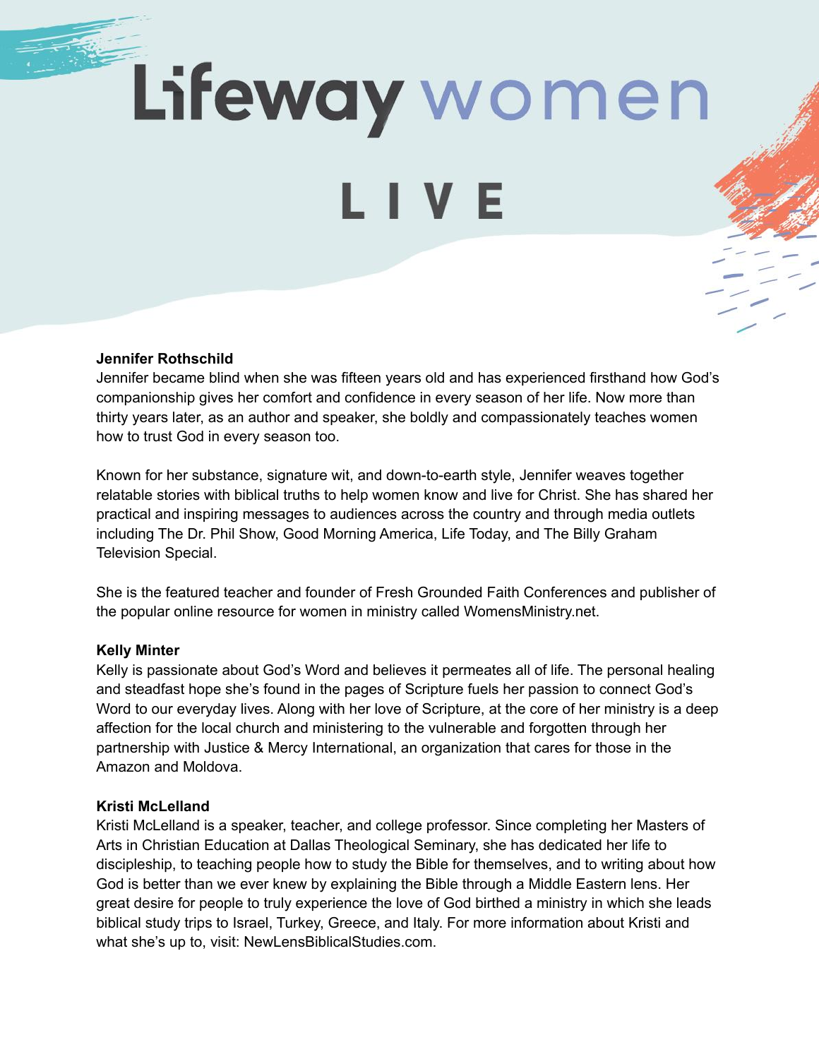# Lifeway women

## LIVE

### Jennifer Rothschild

Jennifer became blind when she was fifteen years old and has experienced firsthand how God's companionship gives her comfort and confidence in every season of her life. Now more than thirty years later, as an author and speaker, she boldly and compassionately teaches women how to trust God in every season too.

Known for her substance, signature wit, and down-to-earth style, Jennifer weaves together relatable stories with biblical truths to help women know and live for Christ. She has shared her practical and inspiring messages to audiences across the country and through media outlets including The Dr. Phil Show, Good Morning America, Life Today, and The Billy Graham Television Special.

She is the featured teacher and founder of Fresh Grounded Faith Conferences and publisher of the popular online resource for women in ministry called WomensMinistry.net.

### Kelly Minter

Kelly is passionate about God's Word and believes it permeates all of life. The personal healing and steadfast hope she's found in the pages of Scripture fuels her passion to connect God's Word to our everyday lives. Along with her love of Scripture, at the core of her ministry is a deep affection for the local church and ministering to the vulnerable and forgotten through her partnership with Justice & Mercy International, an organization that cares for those in the Amazon and Moldova.

### Kristi McLelland

Kristi McLelland is a speaker, teacher, and college professor. Since completing her Masters of Arts in Christian Education at Dallas Theological Seminary, she has dedicated her life to discipleship, to teaching people how to study the Bible for themselves, and to writing about how God is better than we ever knew by explaining the Bible through a Middle Eastern lens. Her great desire for people to truly experience the love of God birthed a ministry in which she leads biblical study trips to Israel, Turkey, Greece, and Italy. For more information about Kristi and what she's up to, visit: NewLensBiblicalStudies.com.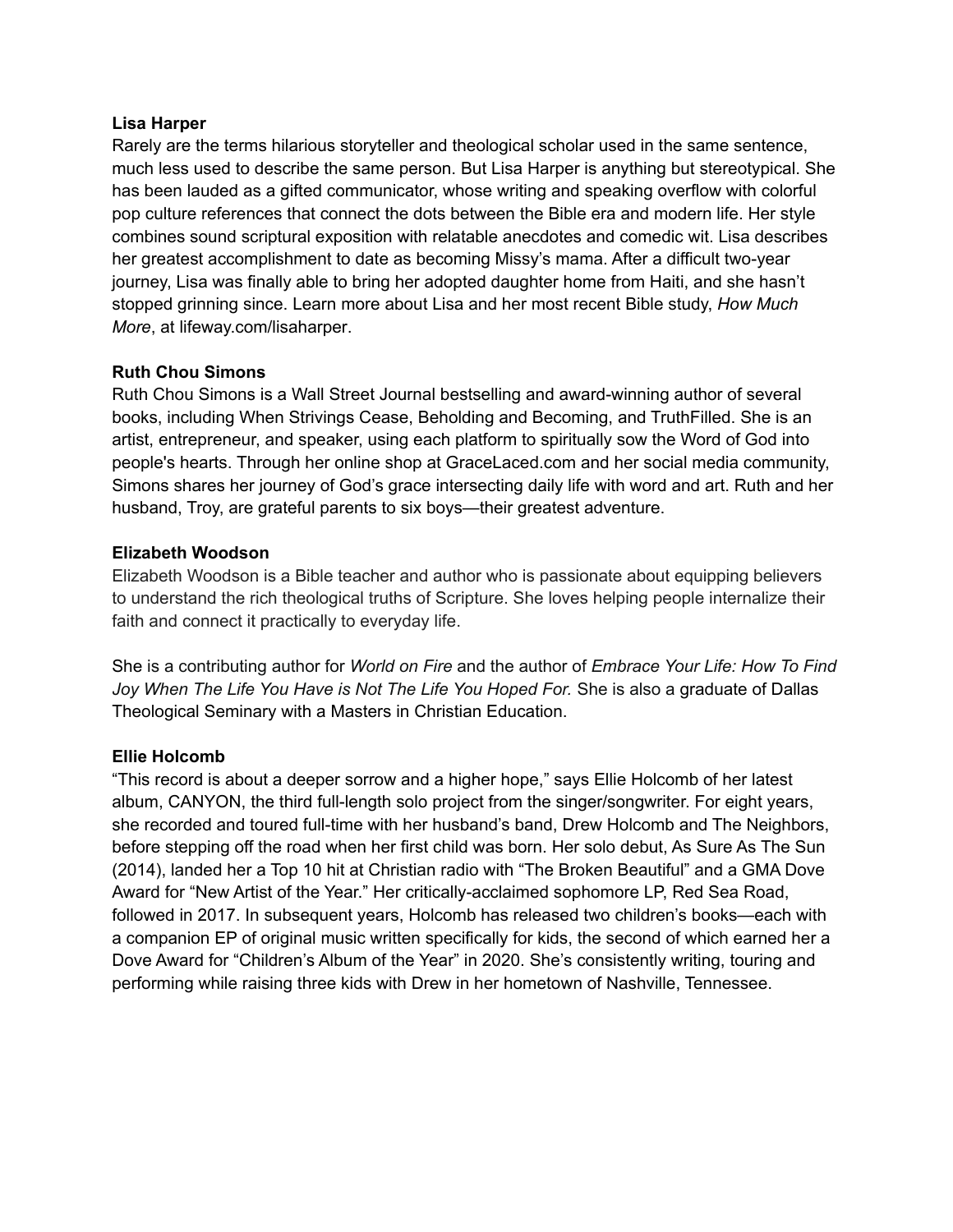**Lisa Harper**

Rarely are the terms hilarious storyteller and theological scholar used in the same sentence, much less used to describe the same person. But Lisa Harper is anything but stereotypical. She has been lauded as a gifted communicator, whose writing and speaking overflow with colorful pop culture references that connect the dots between the Bible era and modern life. Her style combines sound scriptural exposition with relatable anecdotes and comedic wit. Lisa describes her greatest accomplishment to date as becoming Missy's mama. After a difficult two-year journey, Lisa was finally able to bring her adopted daughter home from Haiti, and she hasn't stopped grinning since. Learn more about Lisa and her most recent Bible study, *How Much More*, at lifeway.com/lisaharper.

**Ruth Chou Simons**

Ruth Chou Simons is a Wall Street Journal bestselling and award-winning author of several books, including When Strivings Cease, Beholding and Becoming, and TruthFilled. She is an artist, entrepreneur, and speaker, using each platform to spiritually sow the Word of God into people's hearts. Through her online shop at GraceLaced.com and her social media community, Simons shares her journey of God's grace intersecting daily life with word and art. Ruth and her husband, Troy, are grateful parents to six boys—their greatest adventure.

**Elizabeth Woodson**

Elizabeth Woodson is a Bible teacher and author who is passionate about equipping believers to understand the rich theological truths of Scripture. She loves helping people internalize their faith and connect it practically to everyday life.

She is a contributing author for *World on Fire* and the author of *Embrace Your Life: How To Find Joy When The Life You Have is Not The Life You Hoped For.* She is also a graduate of Dallas Theological Seminary with a Masters in Christian Education.

**Ellie Holcomb**

"This record is about a deeper sorrow and a higher hope," says Ellie Holcomb of her latest album, CANYON, the third full-length solo project from the singer/songwriter. For eight years, she recorded and toured full-time with her husband's band, Drew Holcomb and The Neighbors, before stepping off the road when her first child was born. Her solo debut, As Sure As The Sun (2014), landed her a Top 10 hit at Christian radio with "The Broken Beautiful" and a GMA Dove Award for "New Artist of the Year." Her critically-acclaimed sophomore LP, Red Sea Road, followed in 2017. In subsequent years, Holcomb has released two children's books—each with a companion EP of original music written specifically for kids, the second of which earned her a Dove Award for "Children's Album of the Year" in 2020. She's consistently writing, touring and performing while raising three kids with Drew in her hometown of Nashville, Tennessee.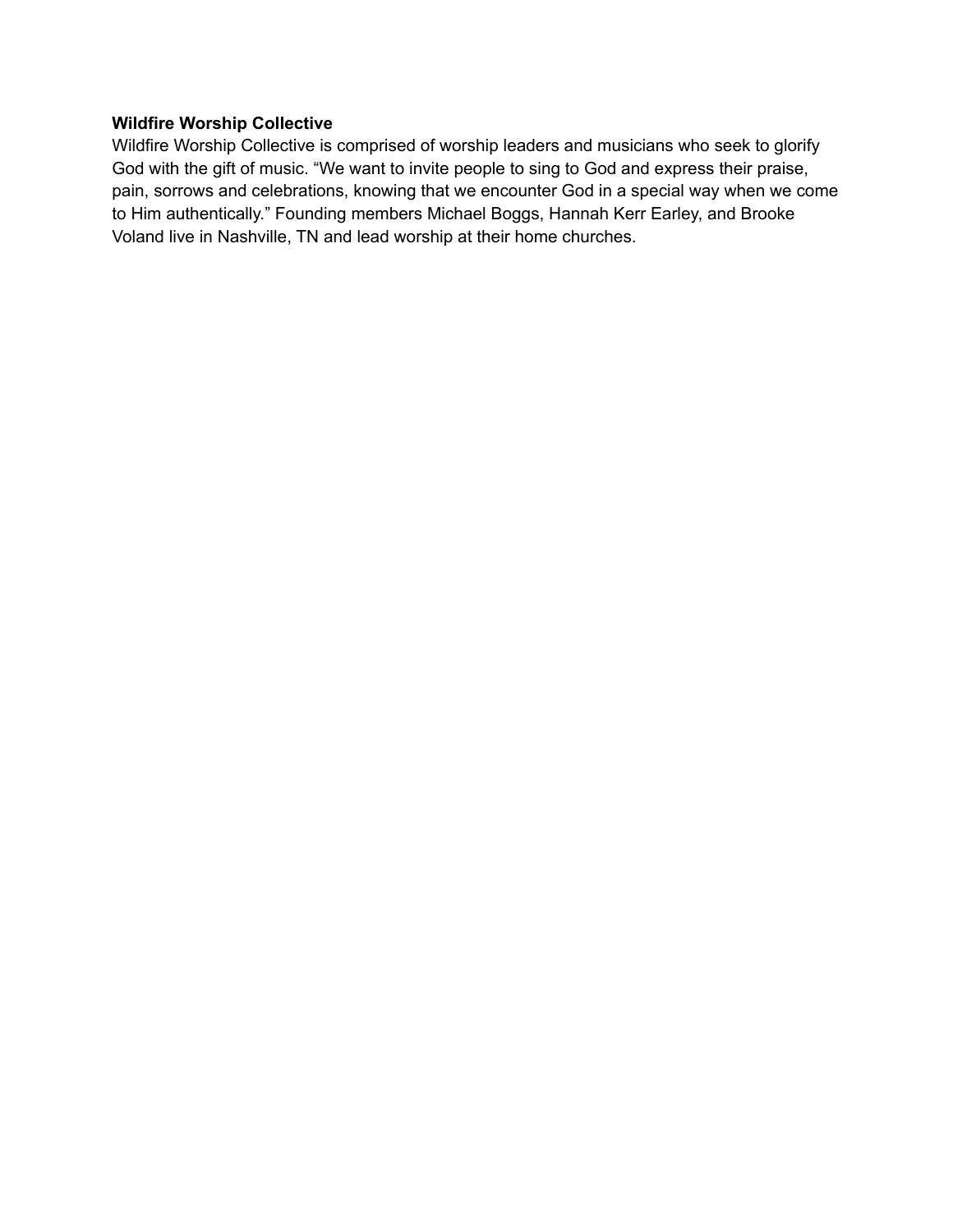**Wildfire Worship Collective**

Wildfire Worship Collective is comprised of worship leaders and musicians who seek to glorify God with the gift of music. “We want to invite people to sing to God and express their praise, pain, sorrows and celebrations, knowing that we encounter God in a special way when we come to Him authentically.” Founding members Michael Boggs, Hannah Kerr Earley, and Brooke Voland live in Nashville, TN and lead worship at their home churches.